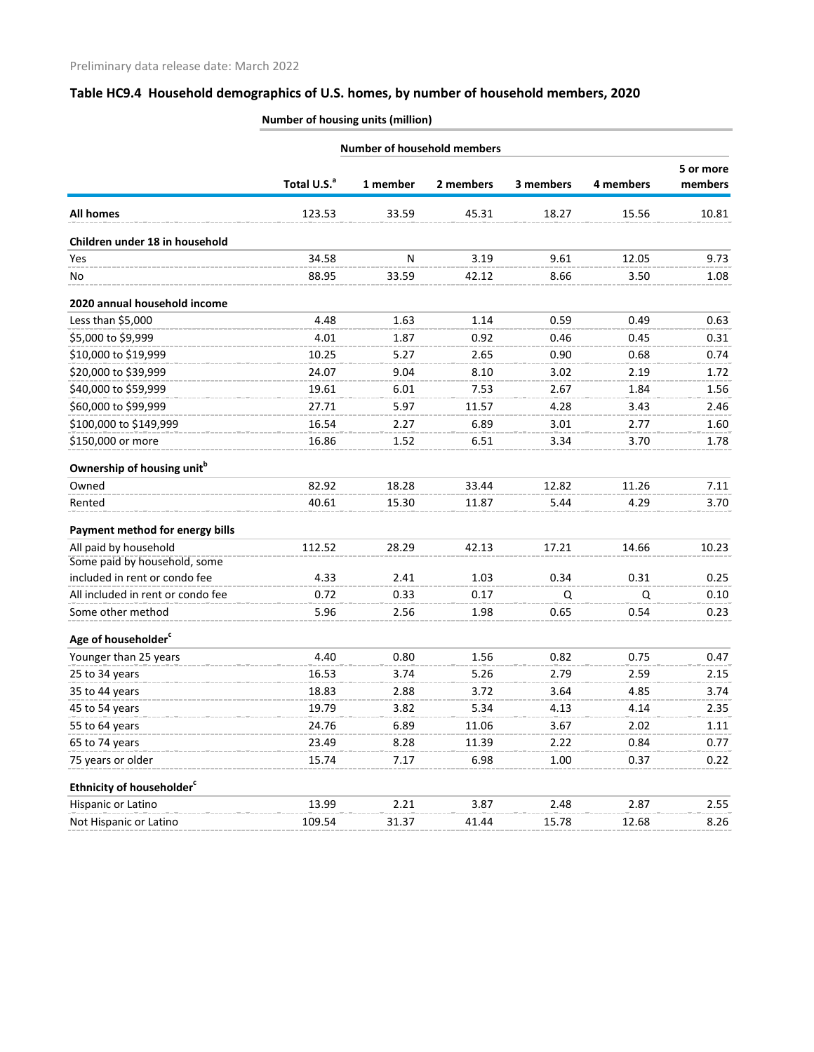Preliminary data release date: March 2022

## Table HC9.4 Household demographics of U.S. homes, by number of household members, 2020

| | Number of housing units (million) | | | | | |
|---|---|---|---|---|---|---|
| | | Number of household members | | | | |
| | Total U.S.[a] | 1 member | 2 members | 3 members | 4 members | 5 or more members |
| **All homes** | 123.53 | 33.59 | 45.31 | 18.27 | 15.56 | 10.81 |
| **Children under 18 in household** | | | | | | |
| Yes | 34.58 | N | 3.19 | 9.61 | 12.05 | 9.73 |
| No | 88.95 | 33.59 | 42.12 | 8.66 | 3.50 | 1.08 |
| **2020 annual household income** | | | | | | |
| Less than $5,000 | 4.48 | 1.63 | 1.14 | 0.59 | 0.49 | 0.63 |
| $5,000 to $9,999 | 4.01 | 1.87 | 0.92 | 0.46 | 0.45 | 0.31 |
| $10,000 to $19,999 | 10.25 | 5.27 | 2.65 | 0.90 | 0.68 | 0.74 |
| $20,000 to $39,999 | 24.07 | 9.04 | 8.10 | 3.02 | 2.19 | 1.72 |
| $40,000 to $59,999 | 19.61 | 6.01 | 7.53 | 2.67 | 1.84 | 1.56 |
| $60,000 to $99,999 | 27.71 | 5.97 | 11.57 | 4.28 | 3.43 | 2.46 |
| $100,000 to $149,999 | 16.54 | 2.27 | 6.89 | 3.01 | 2.77 | 1.60 |
| $150,000 or more | 16.86 | 1.52 | 6.51 | 3.34 | 3.70 | 1.78 |
| **Ownership of housing unit[b]** | | | | | | |
| Owned | 82.92 | 18.28 | 33.44 | 12.82 | 11.26 | 7.11 |
| Rented | 40.61 | 15.30 | 11.87 | 5.44 | 4.29 | 3.70 |
| **Payment method for energy bills** | | | | | | |
| All paid by household | 112.52 | 28.29 | 42.13 | 17.21 | 14.66 | 10.23 |
| Some paid by household, some included in rent or condo fee | 4.33 | 2.41 | 1.03 | 0.34 | 0.31 | 0.25 |
| All included in rent or condo fee | 0.72 | 0.33 | 0.17 | Q | Q | 0.10 |
| Some other method | 5.96 | 2.56 | 1.98 | 0.65 | 0.54 | 0.23 |
| **Age of householder[c]** | | | | | | |
| Younger than 25 years | 4.40 | 0.80 | 1.56 | 0.82 | 0.75 | 0.47 |
| 25 to 34 years | 16.53 | 3.74 | 5.26 | 2.79 | 2.59 | 2.15 |
| 35 to 44 years | 18.83 | 2.88 | 3.72 | 3.64 | 4.85 | 3.74 |
| 45 to 54 years | 19.79 | 3.82 | 5.34 | 4.13 | 4.14 | 2.35 |
| 55 to 64 years | 24.76 | 6.89 | 11.06 | 3.67 | 2.02 | 1.11 |
| 65 to 74 years | 23.49 | 8.28 | 11.39 | 2.22 | 0.84 | 0.77 |
| 75 years or older | 15.74 | 7.17 | 6.98 | 1.00 | 0.37 | 0.22 |
| **Ethnicity of householder[c]** | | | | | | |
| Hispanic or Latino | 13.99 | 2.21 | 3.87 | 2.48 | 2.87 | 2.55 |
| Not Hispanic or Latino | 109.54 | 31.37 | 41.44 | 15.78 | 12.68 | 8.26 |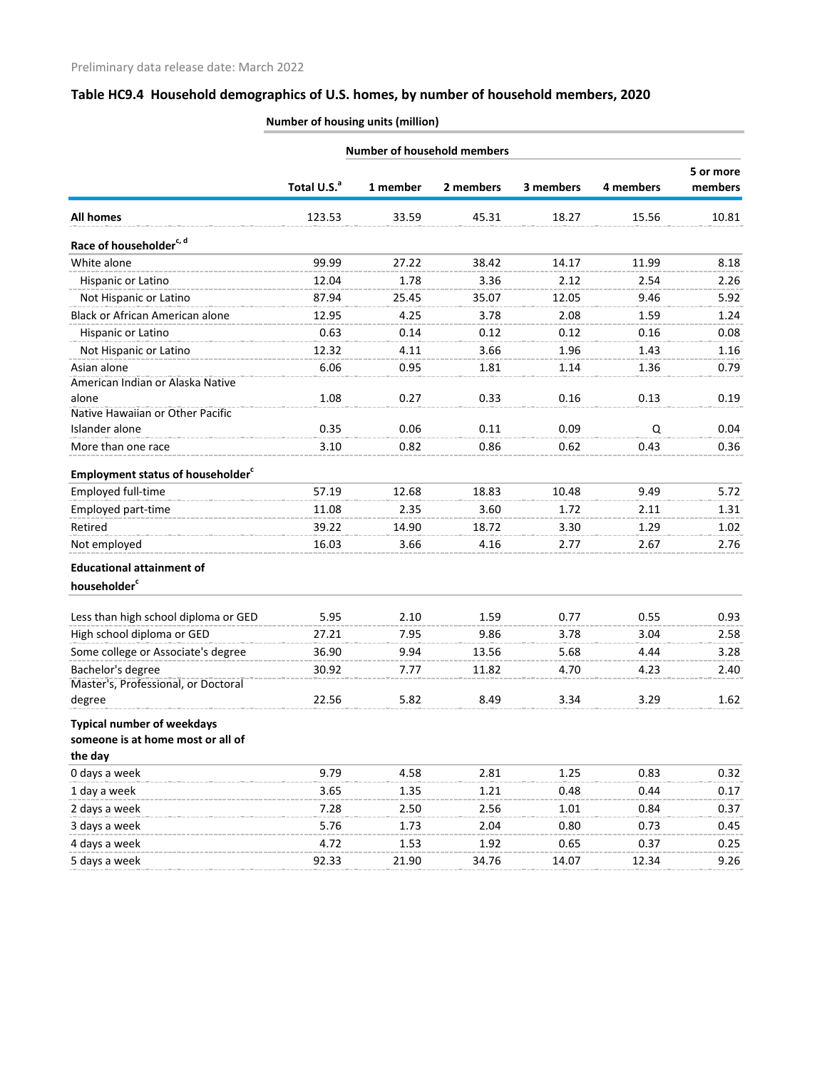Preliminary data release date: March 2022

## Table HC9.4 Household demographics of U.S. homes, by number of household members, 2020

| | Number of housing units (million) | | | | | |
|---|---|---|---|---|---|---|
| | | Number of household members | | | | |
| | Total U.S.[a] | 1 member | 2 members | 3 members | 4 members | 5 or more members |
| **All homes** | 123.53 | 33.59 | 45.31 | 18.27 | 15.56 | 10.81 |
| **Race of householder[c, d]** | | | | | | |
| White alone | 99.99 | 27.22 | 38.42 | 14.17 | 11.99 | 8.18 |
| Hispanic or Latino | 12.04 | 1.78 | 3.36 | 2.12 | 2.54 | 2.26 |
| Not Hispanic or Latino | 87.94 | 25.45 | 35.07 | 12.05 | 9.46 | 5.92 |
| Black or African American alone | 12.95 | 4.25 | 3.78 | 2.08 | 1.59 | 1.24 |
| Hispanic or Latino | 0.63 | 0.14 | 0.12 | 0.12 | 0.16 | 0.08 |
| Not Hispanic or Latino | 12.32 | 4.11 | 3.66 | 1.96 | 1.43 | 1.16 |
| Asian alone | 6.06 | 0.95 | 1.81 | 1.14 | 1.36 | 0.79 |
| American Indian or Alaska Native alone | 1.08 | 0.27 | 0.33 | 0.16 | 0.13 | 0.19 |
| Native Hawaiian or Other Pacific Islander alone | 0.35 | 0.06 | 0.11 | 0.09 | Q | 0.04 |
| More than one race | 3.10 | 0.82 | 0.86 | 0.62 | 0.43 | 0.36 |
| **Employment status of householder[c]** | | | | | | |
| Employed full-time | 57.19 | 12.68 | 18.83 | 10.48 | 9.49 | 5.72 |
| Employed part-time | 11.08 | 2.35 | 3.60 | 1.72 | 2.11 | 1.31 |
| Retired | 39.22 | 14.90 | 18.72 | 3.30 | 1.29 | 1.02 |
| Not employed | 16.03 | 3.66 | 4.16 | 2.77 | 2.67 | 2.76 |
| **Educational attainment of householder[c]** | | | | | | |
| Less than high school diploma or GED | 5.95 | 2.10 | 1.59 | 0.77 | 0.55 | 0.93 |
| High school diploma or GED | 27.21 | 7.95 | 9.86 | 3.78 | 3.04 | 2.58 |
| Some college or Associate's degree | 36.90 | 9.94 | 13.56 | 5.68 | 4.44 | 3.28 |
| Bachelor's degree | 30.92 | 7.77 | 11.82 | 4.70 | 4.23 | 2.40 |
| Master's, Professional, or Doctoral degree | 22.56 | 5.82 | 8.49 | 3.34 | 3.29 | 1.62 |
| **Typical number of weekdays someone is at home most or all of the day** | | | | | | |
| 0 days a week | 9.79 | 4.58 | 2.81 | 1.25 | 0.83 | 0.32 |
| 1 day a week | 3.65 | 1.35 | 1.21 | 0.48 | 0.44 | 0.17 |
| 2 days a week | 7.28 | 2.50 | 2.56 | 1.01 | 0.84 | 0.37 |
| 3 days a week | 5.76 | 1.73 | 2.04 | 0.80 | 0.73 | 0.45 |
| 4 days a week | 4.72 | 1.53 | 1.92 | 0.65 | 0.37 | 0.25 |
| 5 days a week | 92.33 | 21.90 | 34.76 | 14.07 | 12.34 | 9.26 |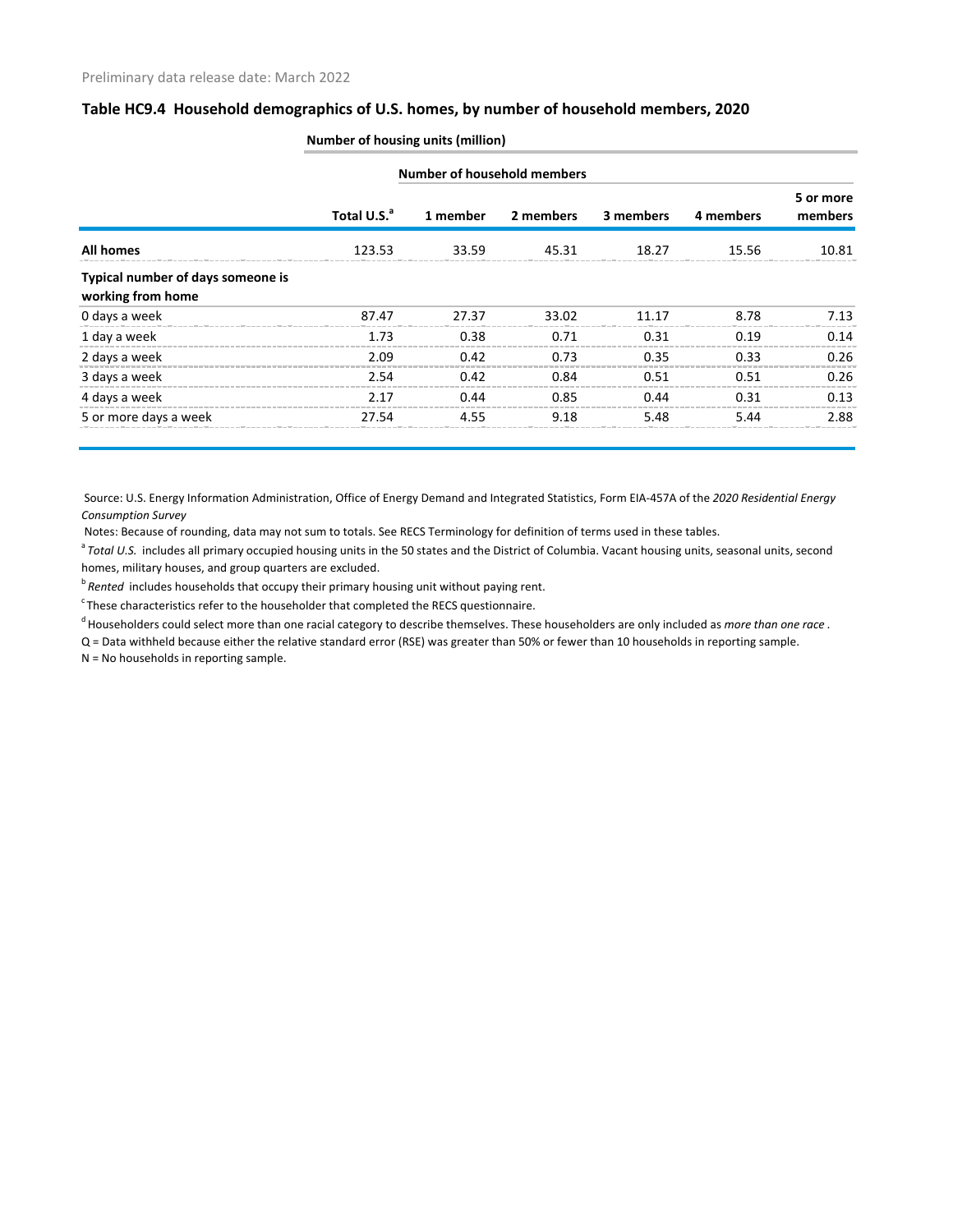Preliminary data release date: March 2022

## Table HC9.4 Household demographics of U.S. homes, by number of household members, 2020

**Number of housing units (million)**

| | | Number of household members | | | | |
|---|---|---|---|---|---|---|
| | Total U.S.[a] | 1 member | 2 members | 3 members | 4 members | 5 or more members |
| **All homes** | 123.53 | 33.59 | 45.31 | 18.27 | 15.56 | 10.81 |
| **Typical number of days someone is working from home** | | | | | | |
| 0 days a week | 87.47 | 27.37 | 33.02 | 11.17 | 8.78 | 7.13 |
| 1 day a week | 1.73 | 0.38 | 0.71 | 0.31 | 0.19 | 0.14 |
| 2 days a week | 2.09 | 0.42 | 0.73 | 0.35 | 0.33 | 0.26 |
| 3 days a week | 2.54 | 0.42 | 0.84 | 0.51 | 0.51 | 0.26 |
| 4 days a week | 2.17 | 0.44 | 0.85 | 0.44 | 0.31 | 0.13 |
| 5 or more days a week | 27.54 | 4.55 | 9.18 | 5.48 | 5.44 | 2.88 |

Source: U.S. Energy Information Administration, Office of Energy Demand and Integrated Statistics, Form EIA-457A of the *2020 Residential Energy Consumption Survey*

Notes: Because of rounding, data may not sum to totals. See RECS Terminology for definition of terms used in these tables.

[a] *Total U.S.* includes all primary occupied housing units in the 50 states and the District of Columbia. Vacant housing units, seasonal units, second homes, military houses, and group quarters are excluded.

[b] *Rented* includes households that occupy their primary housing unit without paying rent.

[c] These characteristics refer to the householder that completed the RECS questionnaire.

[d] Householders could select more than one racial category to describe themselves. These householders are only included as *more than one race*.

Q = Data withheld because either the relative standard error (RSE) was greater than 50% or fewer than 10 households in reporting sample.

N = No households in reporting sample.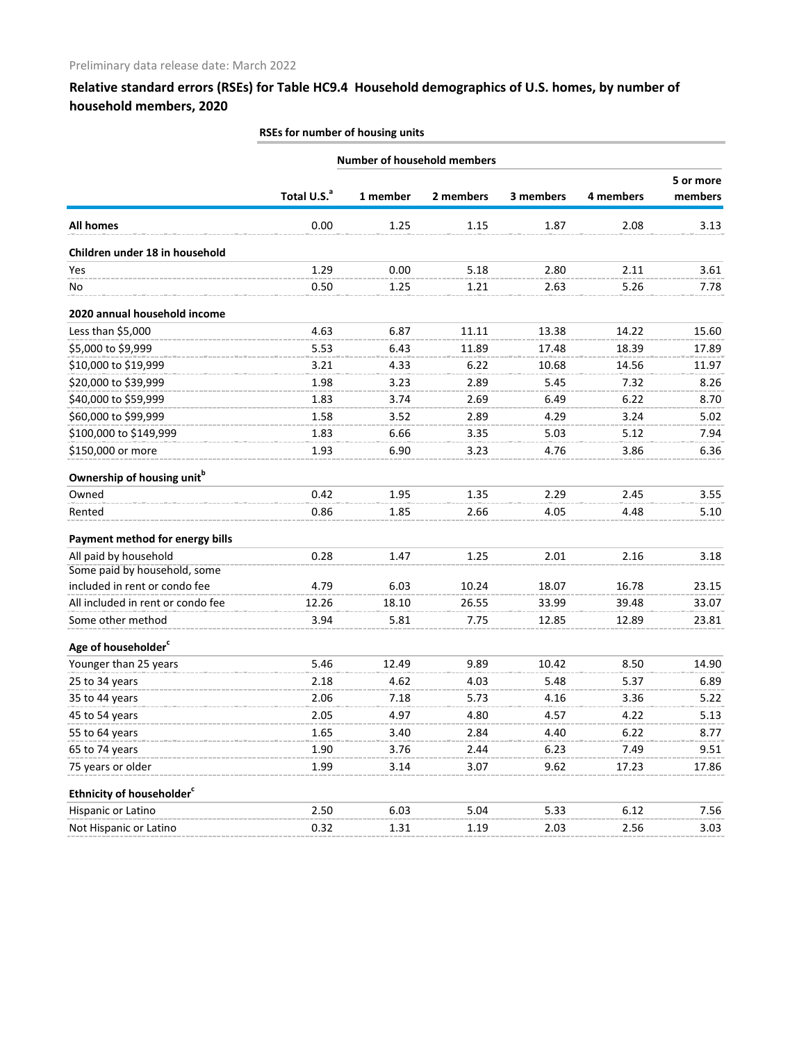Preliminary data release date: March 2022

## Relative standard errors (RSEs) for Table HC9.4 Household demographics of U.S. homes, by number of household members, 2020

| | RSEs for number of housing units | | | | | |
|---|---|---|---|---|---|---|
| | | Number of household members | | | | |
| | Total U.S.[a] | 1 member | 2 members | 3 members | 4 members | 5 or more members |
| **All homes** | 0.00 | 1.25 | 1.15 | 1.87 | 2.08 | 3.13 |
| **Children under 18 in household** | | | | | | |
| Yes | 1.29 | 0.00 | 5.18 | 2.80 | 2.11 | 3.61 |
| No | 0.50 | 1.25 | 1.21 | 2.63 | 5.26 | 7.78 |
| **2020 annual household income** | | | | | | |
| Less than $5,000 | 4.63 | 6.87 | 11.11 | 13.38 | 14.22 | 15.60 |
| $5,000 to $9,999 | 5.53 | 6.43 | 11.89 | 17.48 | 18.39 | 17.89 |
| $10,000 to $19,999 | 3.21 | 4.33 | 6.22 | 10.68 | 14.56 | 11.97 |
| $20,000 to $39,999 | 1.98 | 3.23 | 2.89 | 5.45 | 7.32 | 8.26 |
| $40,000 to $59,999 | 1.83 | 3.74 | 2.69 | 6.49 | 6.22 | 8.70 |
| $60,000 to $99,999 | 1.58 | 3.52 | 2.89 | 4.29 | 3.24 | 5.02 |
| $100,000 to $149,999 | 1.83 | 6.66 | 3.35 | 5.03 | 5.12 | 7.94 |
| $150,000 or more | 1.93 | 6.90 | 3.23 | 4.76 | 3.86 | 6.36 |
| **Ownership of housing unit**[b] | | | | | | |
| Owned | 0.42 | 1.95 | 1.35 | 2.29 | 2.45 | 3.55 |
| Rented | 0.86 | 1.85 | 2.66 | 4.05 | 4.48 | 5.10 |
| **Payment method for energy bills** | | | | | | |
| All paid by household | 0.28 | 1.47 | 1.25 | 2.01 | 2.16 | 3.18 |
| Some paid by household, some included in rent or condo fee | 4.79 | 6.03 | 10.24 | 18.07 | 16.78 | 23.15 |
| All included in rent or condo fee | 12.26 | 18.10 | 26.55 | 33.99 | 39.48 | 33.07 |
| Some other method | 3.94 | 5.81 | 7.75 | 12.85 | 12.89 | 23.81 |
| **Age of householder**[c] | | | | | | |
| Younger than 25 years | 5.46 | 12.49 | 9.89 | 10.42 | 8.50 | 14.90 |
| 25 to 34 years | 2.18 | 4.62 | 4.03 | 5.48 | 5.37 | 6.89 |
| 35 to 44 years | 2.06 | 7.18 | 5.73 | 4.16 | 3.36 | 5.22 |
| 45 to 54 years | 2.05 | 4.97 | 4.80 | 4.57 | 4.22 | 5.13 |
| 55 to 64 years | 1.65 | 3.40 | 2.84 | 4.40 | 6.22 | 8.77 |
| 65 to 74 years | 1.90 | 3.76 | 2.44 | 6.23 | 7.49 | 9.51 |
| 75 years or older | 1.99 | 3.14 | 3.07 | 9.62 | 17.23 | 17.86 |
| **Ethnicity of householder**[c] | | | | | | |
| Hispanic or Latino | 2.50 | 6.03 | 5.04 | 5.33 | 6.12 | 7.56 |
| Not Hispanic or Latino | 0.32 | 1.31 | 1.19 | 2.03 | 2.56 | 3.03 |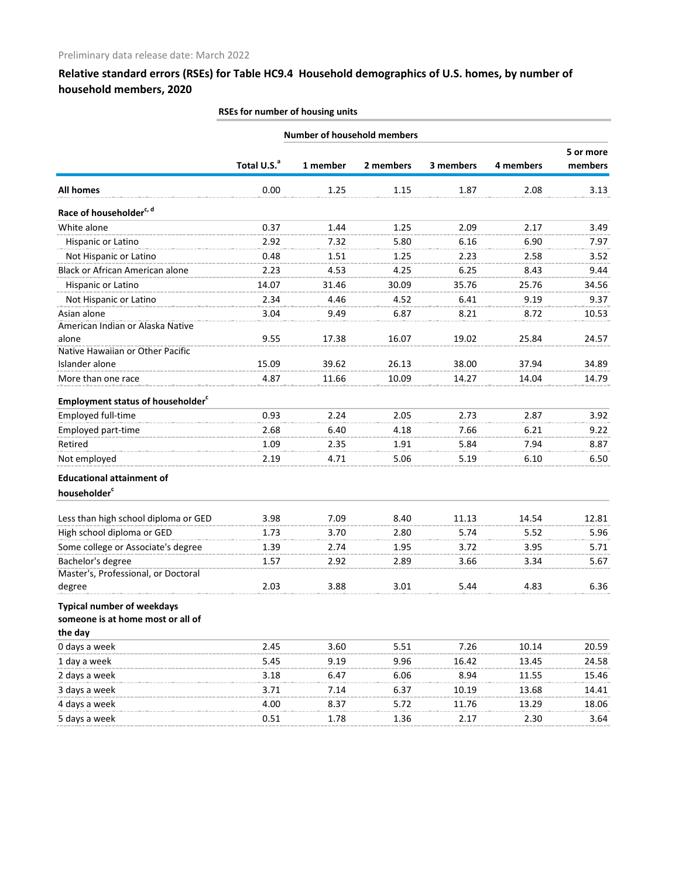Preliminary data release date: March 2022

## Relative standard errors (RSEs) for Table HC9.4 Household demographics of U.S. homes, by number of household members, 2020

| | RSEs for number of housing units | | | | | |
|---|---|---|---|---|---|---|
| | | Number of household members | | | | |
| | Total U.S.[a] | 1 member | 2 members | 3 members | 4 members | 5 or more members |
| **All homes** | 0.00 | 1.25 | 1.15 | 1.87 | 2.08 | 3.13 |
| **Race of householder[c, d]** | | | | | | |
| White alone | 0.37 | 1.44 | 1.25 | 2.09 | 2.17 | 3.49 |
| Hispanic or Latino | 2.92 | 7.32 | 5.80 | 6.16 | 6.90 | 7.97 |
| Not Hispanic or Latino | 0.48 | 1.51 | 1.25 | 2.23 | 2.58 | 3.52 |
| Black or African American alone | 2.23 | 4.53 | 4.25 | 6.25 | 8.43 | 9.44 |
| Hispanic or Latino | 14.07 | 31.46 | 30.09 | 35.76 | 25.76 | 34.56 |
| Not Hispanic or Latino | 2.34 | 4.46 | 4.52 | 6.41 | 9.19 | 9.37 |
| Asian alone | 3.04 | 9.49 | 6.87 | 8.21 | 8.72 | 10.53 |
| American Indian or Alaska Native alone | 9.55 | 17.38 | 16.07 | 19.02 | 25.84 | 24.57 |
| Native Hawaiian or Other Pacific Islander alone | 15.09 | 39.62 | 26.13 | 38.00 | 37.94 | 34.89 |
| More than one race | 4.87 | 11.66 | 10.09 | 14.27 | 14.04 | 14.79 |
| **Employment status of householder[c]** | | | | | | |
| Employed full-time | 0.93 | 2.24 | 2.05 | 2.73 | 2.87 | 3.92 |
| Employed part-time | 2.68 | 6.40 | 4.18 | 7.66 | 6.21 | 9.22 |
| Retired | 1.09 | 2.35 | 1.91 | 5.84 | 7.94 | 8.87 |
| Not employed | 2.19 | 4.71 | 5.06 | 5.19 | 6.10 | 6.50 |
| **Educational attainment of householder[c]** | | | | | | |
| Less than high school diploma or GED | 3.98 | 7.09 | 8.40 | 11.13 | 14.54 | 12.81 |
| High school diploma or GED | 1.73 | 3.70 | 2.80 | 5.74 | 5.52 | 5.96 |
| Some college or Associate's degree | 1.39 | 2.74 | 1.95 | 3.72 | 3.95 | 5.71 |
| Bachelor's degree | 1.57 | 2.92 | 2.89 | 3.66 | 3.34 | 5.67 |
| Master's, Professional, or Doctoral degree | 2.03 | 3.88 | 3.01 | 5.44 | 4.83 | 6.36 |
| **Typical number of weekdays someone is at home most or all of the day** | | | | | | |
| 0 days a week | 2.45 | 3.60 | 5.51 | 7.26 | 10.14 | 20.59 |
| 1 day a week | 5.45 | 9.19 | 9.96 | 16.42 | 13.45 | 24.58 |
| 2 days a week | 3.18 | 6.47 | 6.06 | 8.94 | 11.55 | 15.46 |
| 3 days a week | 3.71 | 7.14 | 6.37 | 10.19 | 13.68 | 14.41 |
| 4 days a week | 4.00 | 8.37 | 5.72 | 11.76 | 13.29 | 18.06 |
| 5 days a week | 0.51 | 1.78 | 1.36 | 2.17 | 2.30 | 3.64 |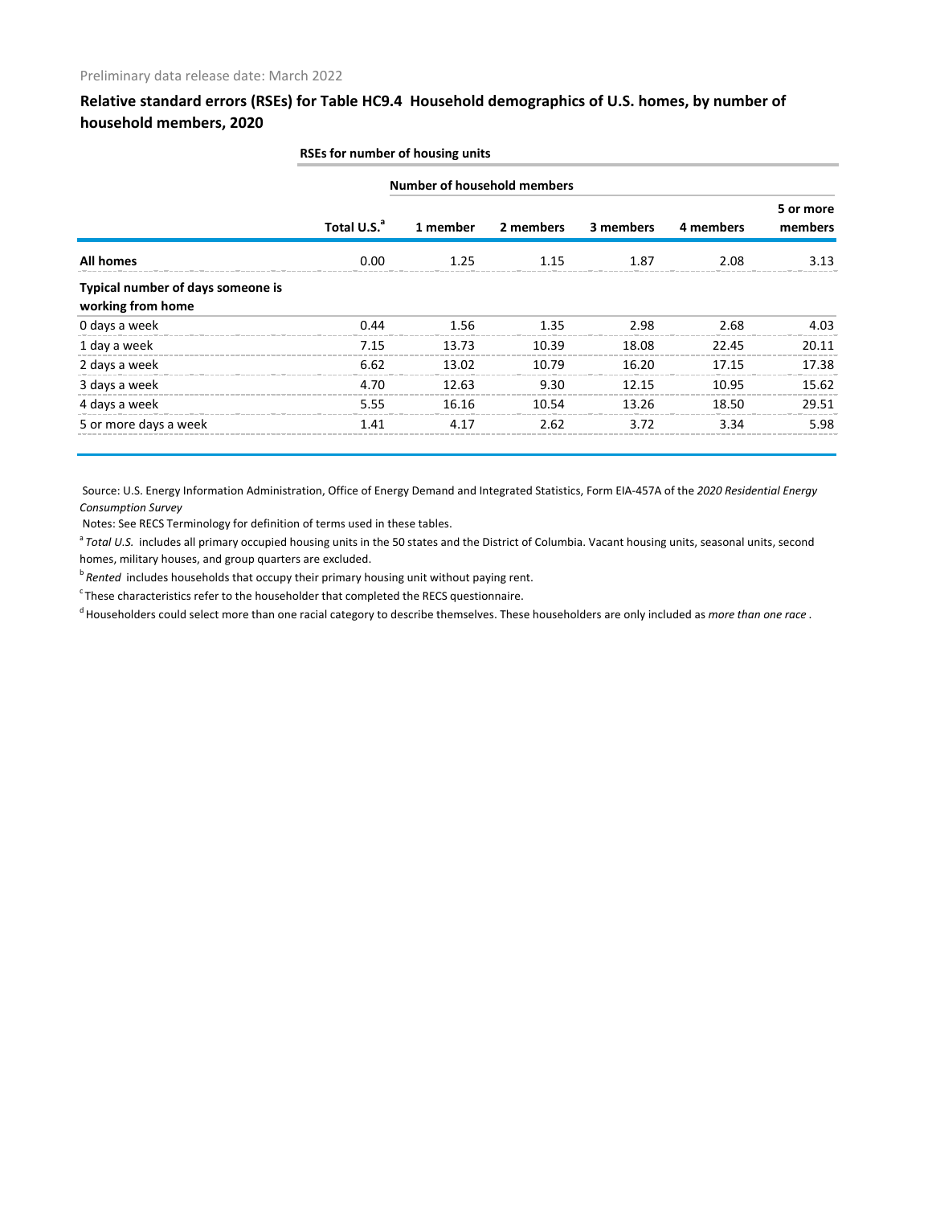Preliminary data release date: March 2022

## Relative standard errors (RSEs) for Table HC9.4 Household demographics of U.S. homes, by number of household members, 2020

| | RSEs for number of housing units | | | | | |
|---|---|---|---|---|---|---|
| | | Number of household members | | | | |
| | Total U.S.[a] | 1 member | 2 members | 3 members | 4 members | 5 or more members |
| **All homes** | 0.00 | 1.25 | 1.15 | 1.87 | 2.08 | 3.13 |
| **Typical number of days someone is working from home** | | | | | | |
| 0 days a week | 0.44 | 1.56 | 1.35 | 2.98 | 2.68 | 4.03 |
| 1 day a week | 7.15 | 13.73 | 10.39 | 18.08 | 22.45 | 20.11 |
| 2 days a week | 6.62 | 13.02 | 10.79 | 16.20 | 17.15 | 17.38 |
| 3 days a week | 4.70 | 12.63 | 9.30 | 12.15 | 10.95 | 15.62 |
| 4 days a week | 5.55 | 16.16 | 10.54 | 13.26 | 18.50 | 29.51 |
| 5 or more days a week | 1.41 | 4.17 | 2.62 | 3.72 | 3.34 | 5.98 |

Source: U.S. Energy Information Administration, Office of Energy Demand and Integrated Statistics, Form EIA-457A of the *2020 Residential Energy Consumption Survey*

Notes: See RECS Terminology for definition of terms used in these tables.

[a] *Total U.S.* includes all primary occupied housing units in the 50 states and the District of Columbia. Vacant housing units, seasonal units, second homes, military houses, and group quarters are excluded.

[b] *Rented* includes households that occupy their primary housing unit without paying rent.

[c] These characteristics refer to the householder that completed the RECS questionnaire.

[d] Householders could select more than one racial category to describe themselves. These householders are only included as *more than one race* .